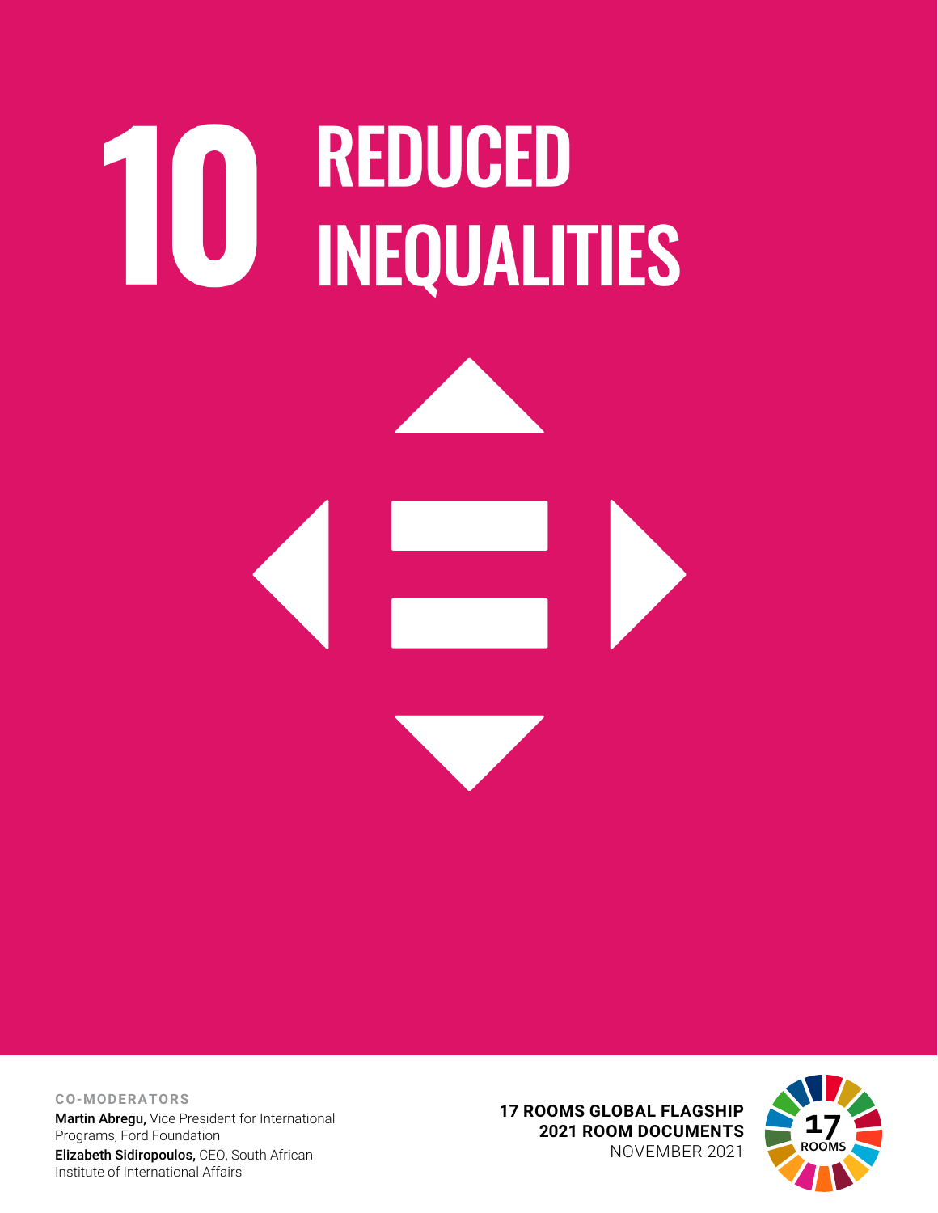# 10 REDUCED INEQUALITIES

**CO-MODERATORS**

**Martin Abregu,** Vice President for International Programs, Ford Foundation

**Elizabeth Sidiropoulos,** CEO, South African Institute of International Affairs

**17 ROOMS GLOBAL FLAGSHIP**
**2021 ROOM DOCUMENTS**
NOVEMBER 2021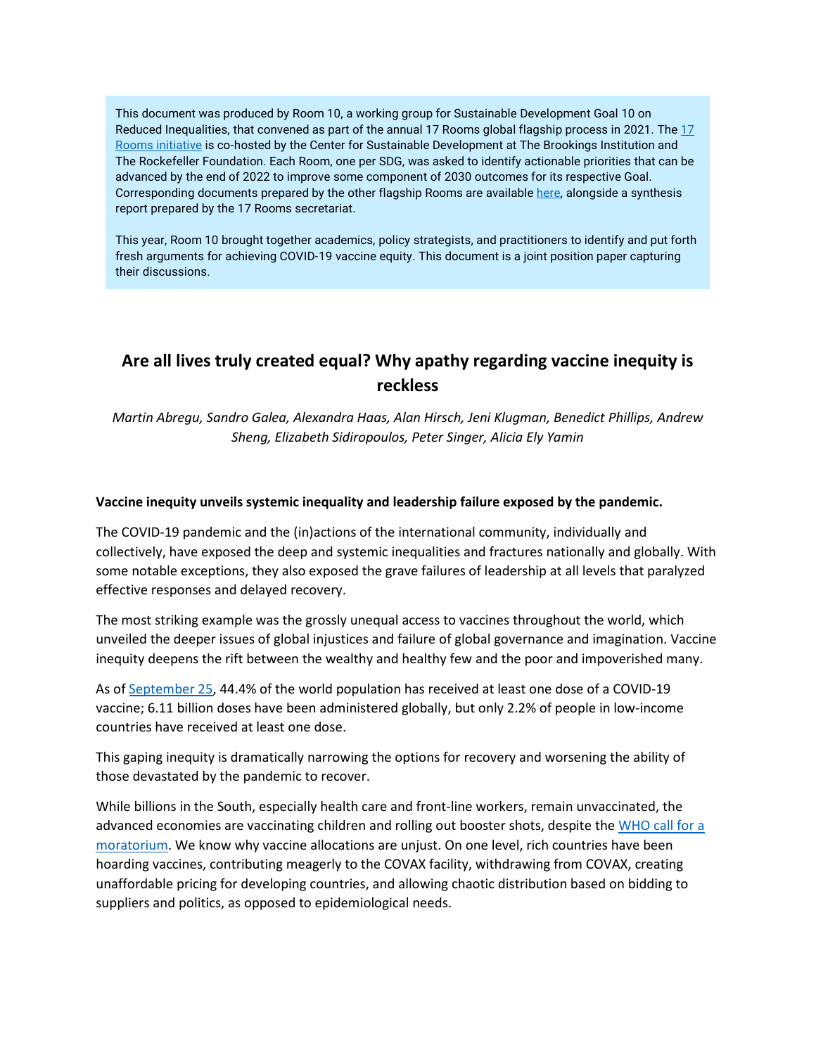This document was produced by Room 10, a working group for Sustainable Development Goal 10 on Reduced Inequalities, that convened as part of the annual 17 Rooms global flagship process in 2021. The [17 Rooms initiative](17 Rooms initiative) is co-hosted by the Center for Sustainable Development at The Brookings Institution and The Rockefeller Foundation. Each Room, one per SDG, was asked to identify actionable priorities that can be advanced by the end of 2022 to improve some component of 2030 outcomes for its respective Goal. Corresponding documents prepared by the other flagship Rooms are available [here](here), alongside a synthesis report prepared by the 17 Rooms secretariat.

This year, Room 10 brought together academics, policy strategists, and practitioners to identify and put forth fresh arguments for achieving COVID-19 vaccine equity. This document is a joint position paper capturing their discussions.

# Are all lives truly created equal? Why apathy regarding vaccine inequity is reckless

*Martin Abregu, Sandro Galea, Alexandra Haas, Alan Hirsch, Jeni Klugman, Benedict Phillips, Andrew Sheng, Elizabeth Sidiropoulos, Peter Singer, Alicia Ely Yamin*

**Vaccine inequity unveils systemic inequality and leadership failure exposed by the pandemic.**

The COVID-19 pandemic and the (in)actions of the international community, individually and collectively, have exposed the deep and systemic inequalities and fractures nationally and globally. With some notable exceptions, they also exposed the grave failures of leadership at all levels that paralyzed effective responses and delayed recovery.

The most striking example was the grossly unequal access to vaccines throughout the world, which unveiled the deeper issues of global injustices and failure of global governance and imagination. Vaccine inequity deepens the rift between the wealthy and healthy few and the poor and impoverished many.

As of [September 25](September 25), 44.4% of the world population has received at least one dose of a COVID-19 vaccine; 6.11 billion doses have been administered globally, but only 2.2% of people in low-income countries have received at least one dose.

This gaping inequity is dramatically narrowing the options for recovery and worsening the ability of those devastated by the pandemic to recover.

While billions in the South, especially health care and front-line workers, remain unvaccinated, the advanced economies are vaccinating children and rolling out booster shots, despite the [WHO call for a moratorium](WHO call for a moratorium). We know why vaccine allocations are unjust. On one level, rich countries have been hoarding vaccines, contributing meagerly to the COVAX facility, withdrawing from COVAX, creating unaffordable pricing for developing countries, and allowing chaotic distribution based on bidding to suppliers and politics, as opposed to epidemiological needs.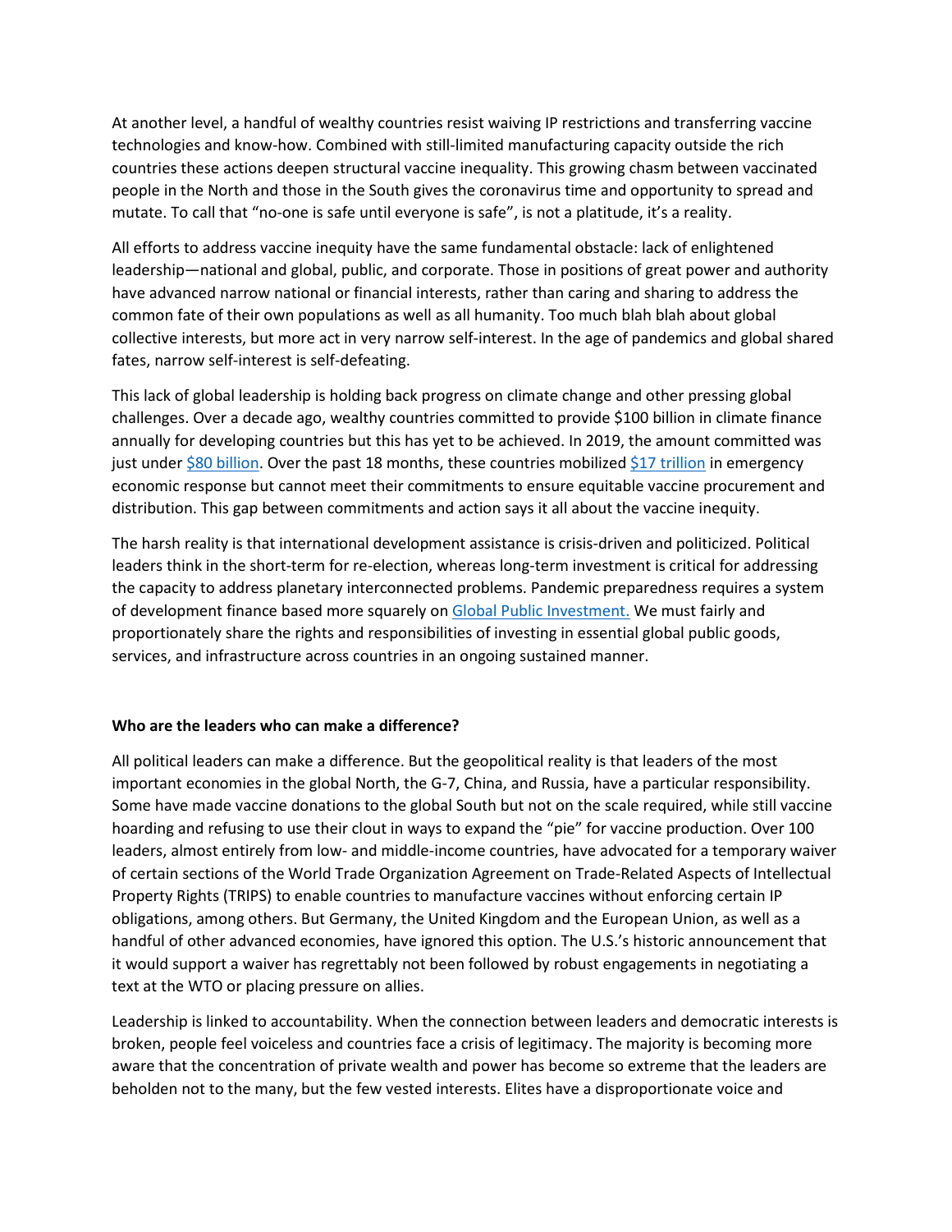At another level, a handful of wealthy countries resist waiving IP restrictions and transferring vaccine technologies and know-how. Combined with still-limited manufacturing capacity outside the rich countries these actions deepen structural vaccine inequality. This growing chasm between vaccinated people in the North and those in the South gives the coronavirus time and opportunity to spread and mutate. To call that "no-one is safe until everyone is safe", is not a platitude, it's a reality.

All efforts to address vaccine inequity have the same fundamental obstacle: lack of enlightened leadership—national and global, public, and corporate. Those in positions of great power and authority have advanced narrow national or financial interests, rather than caring and sharing to address the common fate of their own populations as well as all humanity. Too much blah blah about global collective interests, but more act in very narrow self-interest. In the age of pandemics and global shared fates, narrow self-interest is self-defeating.

This lack of global leadership is holding back progress on climate change and other pressing global challenges. Over a decade ago, wealthy countries committed to provide $100 billion in climate finance annually for developing countries but this has yet to be achieved. In 2019, the amount committed was just under [$80 billion](). Over the past 18 months, these countries mobilized [$17 trillion]() in emergency economic response but cannot meet their commitments to ensure equitable vaccine procurement and distribution. This gap between commitments and action says it all about the vaccine inequity.

The harsh reality is that international development assistance is crisis-driven and politicized. Political leaders think in the short-term for re-election, whereas long-term investment is critical for addressing the capacity to address planetary interconnected problems. Pandemic preparedness requires a system of development finance based more squarely on [Global Public Investment.]() We must fairly and proportionately share the rights and responsibilities of investing in essential global public goods, services, and infrastructure across countries in an ongoing sustained manner.

**Who are the leaders who can make a difference?**

All political leaders can make a difference. But the geopolitical reality is that leaders of the most important economies in the global North, the G-7, China, and Russia, have a particular responsibility. Some have made vaccine donations to the global South but not on the scale required, while still vaccine hoarding and refusing to use their clout in ways to expand the "pie" for vaccine production. Over 100 leaders, almost entirely from low- and middle-income countries, have advocated for a temporary waiver of certain sections of the World Trade Organization Agreement on Trade-Related Aspects of Intellectual Property Rights (TRIPS) to enable countries to manufacture vaccines without enforcing certain IP obligations, among others. But Germany, the United Kingdom and the European Union, as well as a handful of other advanced economies, have ignored this option. The U.S.'s historic announcement that it would support a waiver has regrettably not been followed by robust engagements in negotiating a text at the WTO or placing pressure on allies.

Leadership is linked to accountability. When the connection between leaders and democratic interests is broken, people feel voiceless and countries face a crisis of legitimacy. The majority is becoming more aware that the concentration of private wealth and power has become so extreme that the leaders are beholden not to the many, but the few vested interests. Elites have a disproportionate voice and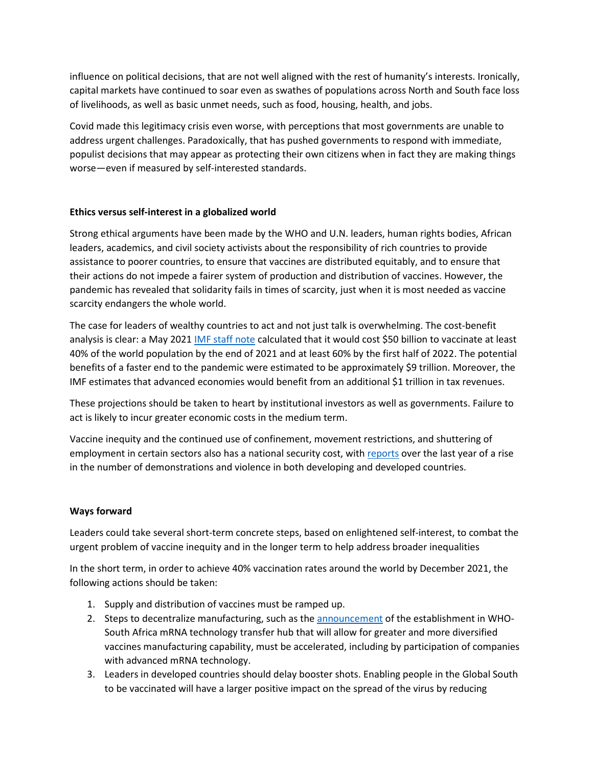influence on political decisions, that are not well aligned with the rest of humanity's interests. Ironically, capital markets have continued to soar even as swathes of populations across North and South face loss of livelihoods, as well as basic unmet needs, such as food, housing, health, and jobs.

Covid made this legitimacy crisis even worse, with perceptions that most governments are unable to address urgent challenges. Paradoxically, that has pushed governments to respond with immediate, populist decisions that may appear as protecting their own citizens when in fact they are making things worse—even if measured by self-interested standards.

**Ethics versus self-interest in a globalized world**

Strong ethical arguments have been made by the WHO and U.N. leaders, human rights bodies, African leaders, academics, and civil society activists about the responsibility of rich countries to provide assistance to poorer countries, to ensure that vaccines are distributed equitably, and to ensure that their actions do not impede a fairer system of production and distribution of vaccines. However, the pandemic has revealed that solidarity fails in times of scarcity, just when it is most needed as vaccine scarcity endangers the whole world.

The case for leaders of wealthy countries to act and not just talk is overwhelming. The cost-benefit analysis is clear: a May 2021 IMF staff note calculated that it would cost $50 billion to vaccinate at least 40% of the world population by the end of 2021 and at least 60% by the first half of 2022. The potential benefits of a faster end to the pandemic were estimated to be approximately $9 trillion. Moreover, the IMF estimates that advanced economies would benefit from an additional $1 trillion in tax revenues.

These projections should be taken to heart by institutional investors as well as governments. Failure to act is likely to incur greater economic costs in the medium term.

Vaccine inequity and the continued use of confinement, movement restrictions, and shuttering of employment in certain sectors also has a national security cost, with reports over the last year of a rise in the number of demonstrations and violence in both developing and developed countries.

**Ways forward**

Leaders could take several short-term concrete steps, based on enlightened self-interest, to combat the urgent problem of vaccine inequity and in the longer term to help address broader inequalities

In the short term, in order to achieve 40% vaccination rates around the world by December 2021, the following actions should be taken:

1. Supply and distribution of vaccines must be ramped up.
2. Steps to decentralize manufacturing, such as the announcement of the establishment in WHO-South Africa mRNA technology transfer hub that will allow for greater and more diversified vaccines manufacturing capability, must be accelerated, including by participation of companies with advanced mRNA technology.
3. Leaders in developed countries should delay booster shots. Enabling people in the Global South to be vaccinated will have a larger positive impact on the spread of the virus by reducing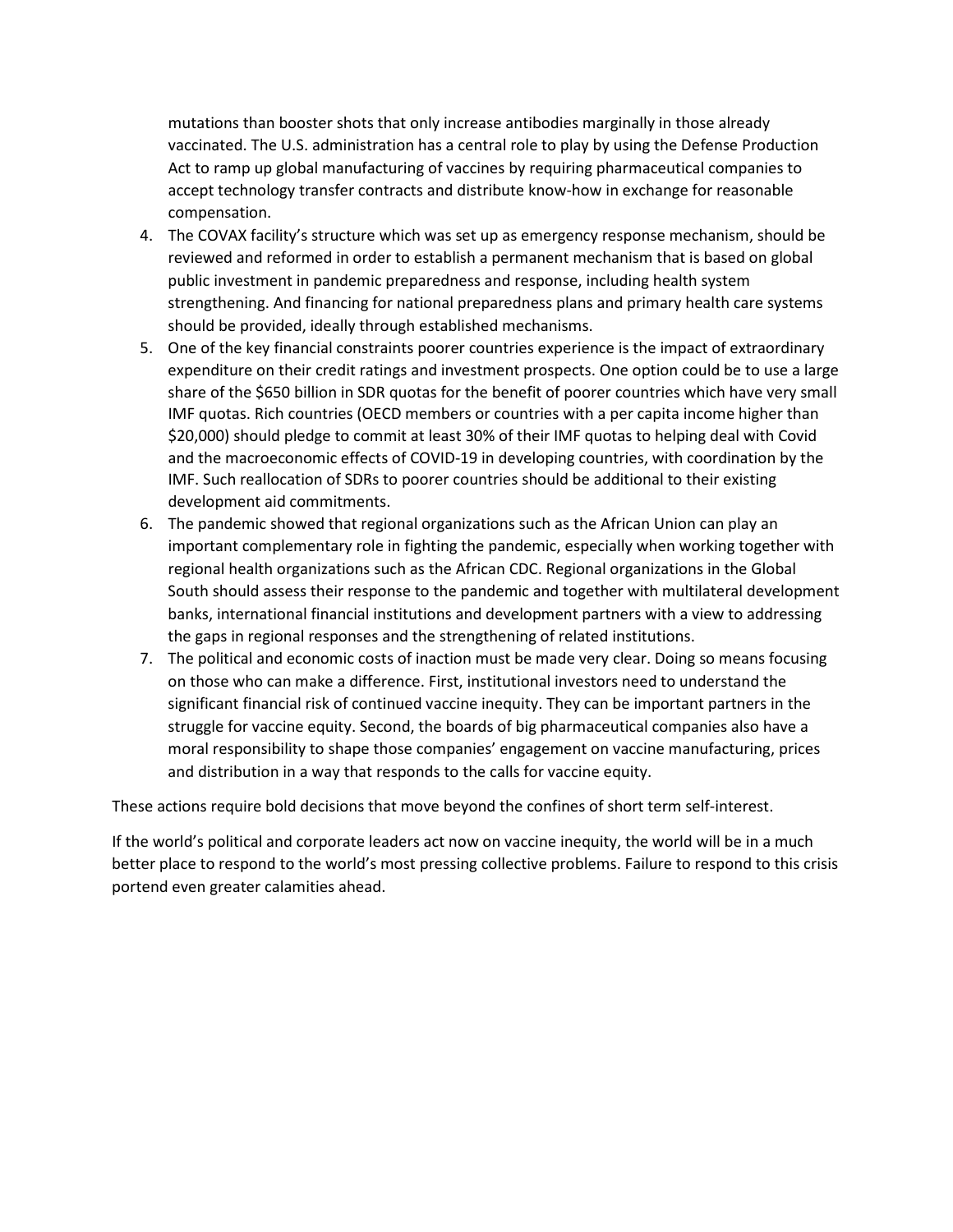mutations than booster shots that only increase antibodies marginally in those already vaccinated. The U.S. administration has a central role to play by using the Defense Production Act to ramp up global manufacturing of vaccines by requiring pharmaceutical companies to accept technology transfer contracts and distribute know-how in exchange for reasonable compensation.

4. The COVAX facility's structure which was set up as emergency response mechanism, should be reviewed and reformed in order to establish a permanent mechanism that is based on global public investment in pandemic preparedness and response, including health system strengthening. And financing for national preparedness plans and primary health care systems should be provided, ideally through established mechanisms.
5. One of the key financial constraints poorer countries experience is the impact of extraordinary expenditure on their credit ratings and investment prospects. One option could be to use a large share of the $650 billion in SDR quotas for the benefit of poorer countries which have very small IMF quotas. Rich countries (OECD members or countries with a per capita income higher than $20,000) should pledge to commit at least 30% of their IMF quotas to helping deal with Covid and the macroeconomic effects of COVID-19 in developing countries, with coordination by the IMF. Such reallocation of SDRs to poorer countries should be additional to their existing development aid commitments.
6. The pandemic showed that regional organizations such as the African Union can play an important complementary role in fighting the pandemic, especially when working together with regional health organizations such as the African CDC. Regional organizations in the Global South should assess their response to the pandemic and together with multilateral development banks, international financial institutions and development partners with a view to addressing the gaps in regional responses and the strengthening of related institutions.
7. The political and economic costs of inaction must be made very clear. Doing so means focusing on those who can make a difference. First, institutional investors need to understand the significant financial risk of continued vaccine inequity. They can be important partners in the struggle for vaccine equity. Second, the boards of big pharmaceutical companies also have a moral responsibility to shape those companies' engagement on vaccine manufacturing, prices and distribution in a way that responds to the calls for vaccine equity.

These actions require bold decisions that move beyond the confines of short term self-interest.

If the world's political and corporate leaders act now on vaccine inequity, the world will be in a much better place to respond to the world's most pressing collective problems. Failure to respond to this crisis portend even greater calamities ahead.